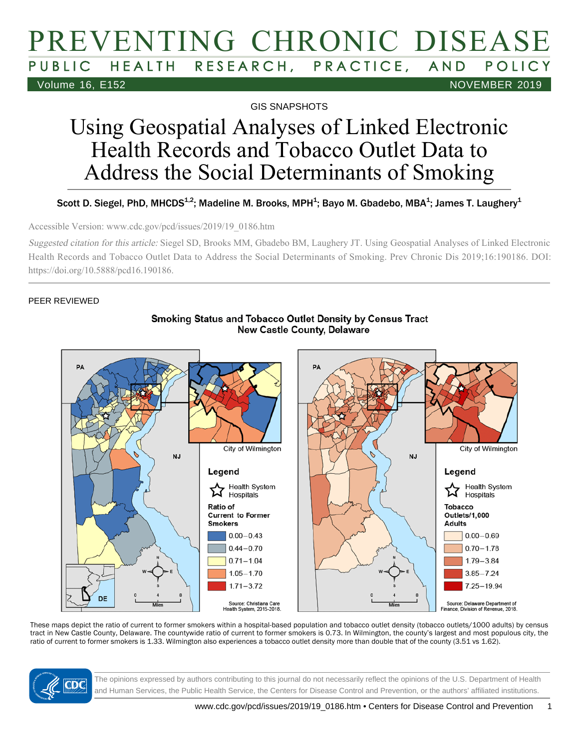GIS SNAPSHOTS

# Using Geospatial Analyses of Linked Electronic Health Records and Tobacco Outlet Data to Address the Social Determinants of Smoking

Scott D. Siegel, PhD, MHCDS[1,2]; Madeline M. Brooks, MPH[1]; Bayo M. Gbadebo, MBA[1]; James T. Laughery[1]

Accessible Version: www.cdc.gov/pcd/issues/2019/19_0186.htm

*Suggested citation for this article:* Siegel SD, Brooks MM, Gbadebo BM, Laughery JT. Using Geospatial Analyses of Linked Electronic Health Records and Tobacco Outlet Data to Address the Social Determinants of Smoking. Prev Chronic Dis 2019;16:190186. DOI: https://doi.org/10.5888/pcd16.190186.

PEER REVIEWED

**Smoking Status and Tobacco Outlet Density by Census Tract**
**New Castle County, Delaware**

PA | NJ | DE | City of Wilmington

**Legend**

Health System Hospitals

Ratio of Current to Former Smokers

- 0.00–0.43
- 0.44–0.70
- 0.71–1.04
- 1.05–1.70
- 1.71–3.72

Source: Christiana Care Health System, 2015-2018.

**Legend**

Health System Hospitals

Tobacco Outlets/1,000 Adults

- 0.00–0.69
- 0.70–1.78
- 1.79–3.84
- 3.85–7.24
- 7.25–19.94

Source: Delaware Department of Finance, Division of Revenue, 2018.

These maps depict the ratio of current to former smokers within a hospital-based population and tobacco outlet density (tobacco outlets/1000 adults) by census tract in New Castle County, Delaware. The countywide ratio of current to former smokers is 0.73. In Wilmington, the county's largest and most populous city, the ratio of current to former smokers is 1.33. Wilmington also experiences a tobacco outlet density more than double that of the county (3.51 vs 1.62).

The opinions expressed by authors contributing to this journal do not necessarily reflect the opinions of the U.S. Department of Health and Human Services, the Public Health Service, the Centers for Disease Control and Prevention, or the authors' affiliated institutions.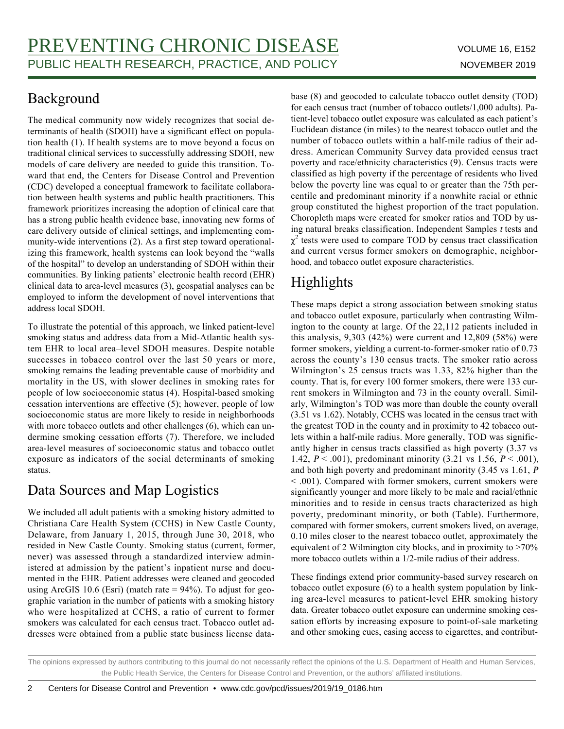## Background

The medical community now widely recognizes that social determinants of health (SDOH) have a significant effect on population health (1). If health systems are to move beyond a focus on traditional clinical services to successfully addressing SDOH, new models of care delivery are needed to guide this transition. Toward that end, the Centers for Disease Control and Prevention (CDC) developed a conceptual framework to facilitate collaboration between health systems and public health practitioners. This framework prioritizes increasing the adoption of clinical care that has a strong public health evidence base, innovating new forms of care delivery outside of clinical settings, and implementing community-wide interventions (2). As a first step toward operationalizing this framework, health systems can look beyond the "walls of the hospital" to develop an understanding of SDOH within their communities. By linking patients' electronic health record (EHR) clinical data to area-level measures (3), geospatial analyses can be employed to inform the development of novel interventions that address local SDOH.

To illustrate the potential of this approach, we linked patient-level smoking status and address data from a Mid-Atlantic health system EHR to local area–level SDOH measures. Despite notable successes in tobacco control over the last 50 years or more, smoking remains the leading preventable cause of morbidity and mortality in the US, with slower declines in smoking rates for people of low socioeconomic status (4). Hospital-based smoking cessation interventions are effective (5); however, people of low socioeconomic status are more likely to reside in neighborhoods with more tobacco outlets and other challenges (6), which can undermine smoking cessation efforts (7). Therefore, we included area-level measures of socioeconomic status and tobacco outlet exposure as indicators of the social determinants of smoking status.

## Data Sources and Map Logistics

We included all adult patients with a smoking history admitted to Christiana Care Health System (CCHS) in New Castle County, Delaware, from January 1, 2015, through June 30, 2018, who resided in New Castle County. Smoking status (current, former, never) was assessed through a standardized interview administered at admission by the patient's inpatient nurse and documented in the EHR. Patient addresses were cleaned and geocoded using ArcGIS 10.6 (Esri) (match rate = 94%). To adjust for geographic variation in the number of patients with a smoking history who were hospitalized at CCHS, a ratio of current to former smokers was calculated for each census tract. Tobacco outlet addresses were obtained from a public state business license database (8) and geocoded to calculate tobacco outlet density (TOD) for each census tract (number of tobacco outlets/1,000 adults). Patient-level tobacco outlet exposure was calculated as each patient's Euclidean distance (in miles) to the nearest tobacco outlet and the number of tobacco outlets within a half-mile radius of their address. American Community Survey data provided census tract poverty and race/ethnicity characteristics (9). Census tracts were classified as high poverty if the percentage of residents who lived below the poverty line was equal to or greater than the 75th percentile and predominant minority if a nonwhite racial or ethnic group constituted the highest proportion of the tract population. Choropleth maps were created for smoker ratios and TOD by using natural breaks classification. Independent Samples *t* tests and $\chi^2$ tests were used to compare TOD by census tract classification and current versus former smokers on demographic, neighborhood, and tobacco outlet exposure characteristics.

## Highlights

These maps depict a strong association between smoking status and tobacco outlet exposure, particularly when contrasting Wilmington to the county at large. Of the 22,112 patients included in this analysis, 9,303 (42%) were current and 12,809 (58%) were former smokers, yielding a current-to-former-smoker ratio of 0.73 across the county's 130 census tracts. The smoker ratio across Wilmington's 25 census tracts was 1.33, 82% higher than the county. That is, for every 100 former smokers, there were 133 current smokers in Wilmington and 73 in the county overall. Similarly, Wilmington's TOD was more than double the county overall (3.51 vs 1.62). Notably, CCHS was located in the census tract with the greatest TOD in the county and in proximity to 42 tobacco outlets within a half-mile radius. More generally, TOD was significantly higher in census tracts classified as high poverty (3.37 vs 1.42, $P < .001$), predominant minority (3.21 vs 1.56, $P < .001$), and both high poverty and predominant minority (3.45 vs 1.61, $P < .001$). Compared with former smokers, current smokers were significantly younger and more likely to be male and racial/ethnic minorities and to reside in census tracts characterized as high poverty, predominant minority, or both (Table). Furthermore, compared with former smokers, current smokers lived, on average, 0.10 miles closer to the nearest tobacco outlet, approximately the equivalent of 2 Wilmington city blocks, and in proximity to >70% more tobacco outlets within a 1/2-mile radius of their address.

These findings extend prior community-based survey research on tobacco outlet exposure (6) to a health system population by linking area-level measures to patient-level EHR smoking history data. Greater tobacco outlet exposure can undermine smoking cessation efforts by increasing exposure to point-of-sale marketing and other smoking cues, easing access to cigarettes, and contribut-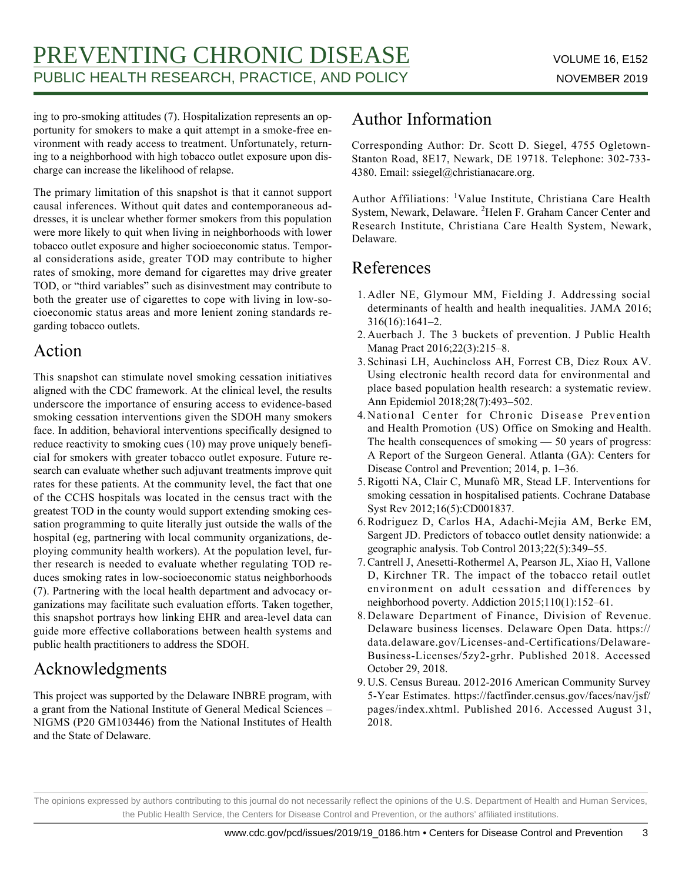ing to pro-smoking attitudes (7). Hospitalization represents an opportunity for smokers to make a quit attempt in a smoke-free environment with ready access to treatment. Unfortunately, returning to a neighborhood with high tobacco outlet exposure upon discharge can increase the likelihood of relapse.

The primary limitation of this snapshot is that it cannot support causal inferences. Without quit dates and contemporaneous addresses, it is unclear whether former smokers from this population were more likely to quit when living in neighborhoods with lower tobacco outlet exposure and higher socioeconomic status. Temporal considerations aside, greater TOD may contribute to higher rates of smoking, more demand for cigarettes may drive greater TOD, or "third variables" such as disinvestment may contribute to both the greater use of cigarettes to cope with living in low-socioeconomic status areas and more lenient zoning standards regarding tobacco outlets.

## Action

This snapshot can stimulate novel smoking cessation initiatives aligned with the CDC framework. At the clinical level, the results underscore the importance of ensuring access to evidence-based smoking cessation interventions given the SDOH many smokers face. In addition, behavioral interventions specifically designed to reduce reactivity to smoking cues (10) may prove uniquely beneficial for smokers with greater tobacco outlet exposure. Future research can evaluate whether such adjuvant treatments improve quit rates for these patients. At the community level, the fact that one of the CCHS hospitals was located in the census tract with the greatest TOD in the county would support extending smoking cessation programming to quite literally just outside the walls of the hospital (eg, partnering with local community organizations, deploying community health workers). At the population level, further research is needed to evaluate whether regulating TOD reduces smoking rates in low-socioeconomic status neighborhoods (7). Partnering with the local health department and advocacy organizations may facilitate such evaluation efforts. Taken together, this snapshot portrays how linking EHR and area-level data can guide more effective collaborations between health systems and public health practitioners to address the SDOH.

## Acknowledgments

This project was supported by the Delaware INBRE program, with a grant from the National Institute of General Medical Sciences – NIGMS (P20 GM103446) from the National Institutes of Health and the State of Delaware.

## Author Information

Corresponding Author: Dr. Scott D. Siegel, 4755 Ogletown-Stanton Road, 8E17, Newark, DE 19718. Telephone: 302-733-4380. Email: ssiegel@christianacare.org.

Author Affiliations: [1]Value Institute, Christiana Care Health System, Newark, Delaware. [2]Helen F. Graham Cancer Center and Research Institute, Christiana Care Health System, Newark, Delaware.

## References

1. Adler NE, Glymour MM, Fielding J. Addressing social determinants of health and health inequalities. JAMA 2016; 316(16):1641–2.
2. Auerbach J. The 3 buckets of prevention. J Public Health Manag Pract 2016;22(3):215–8.
3. Schinasi LH, Auchincloss AH, Forrest CB, Diez Roux AV. Using electronic health record data for environmental and place based population health research: a systematic review. Ann Epidemiol 2018;28(7):493–502.
4. National Center for Chronic Disease Prevention and Health Promotion (US) Office on Smoking and Health. The health consequences of smoking — 50 years of progress: A Report of the Surgeon General. Atlanta (GA): Centers for Disease Control and Prevention; 2014, p. 1–36.
5. Rigotti NA, Clair C, Munafò MR, Stead LF. Interventions for smoking cessation in hospitalised patients. Cochrane Database Syst Rev 2012;16(5):CD001837.
6. Rodriguez D, Carlos HA, Adachi-Mejia AM, Berke EM, Sargent JD. Predictors of tobacco outlet density nationwide: a geographic analysis. Tob Control 2013;22(5):349–55.
7. Cantrell J, Anesetti-Rothermel A, Pearson JL, Xiao H, Vallone D, Kirchner TR. The impact of the tobacco retail outlet environment on adult cessation and differences by neighborhood poverty. Addiction 2015;110(1):152–61.
8. Delaware Department of Finance, Division of Revenue. Delaware business licenses. Delaware Open Data. https://data.delaware.gov/Licenses-and-Certifications/Delaware-Business-Licenses/5zy2-grhr. Published 2018. Accessed October 29, 2018.
9. U.S. Census Bureau. 2012-2016 American Community Survey 5-Year Estimates. https://factfinder.census.gov/faces/nav/jsf/pages/index.xhtml. Published 2016. Accessed August 31, 2018.

The opinions expressed by authors contributing to this journal do not necessarily reflect the opinions of the U.S. Department of Health and Human Services, the Public Health Service, the Centers for Disease Control and Prevention, or the authors' affiliated institutions.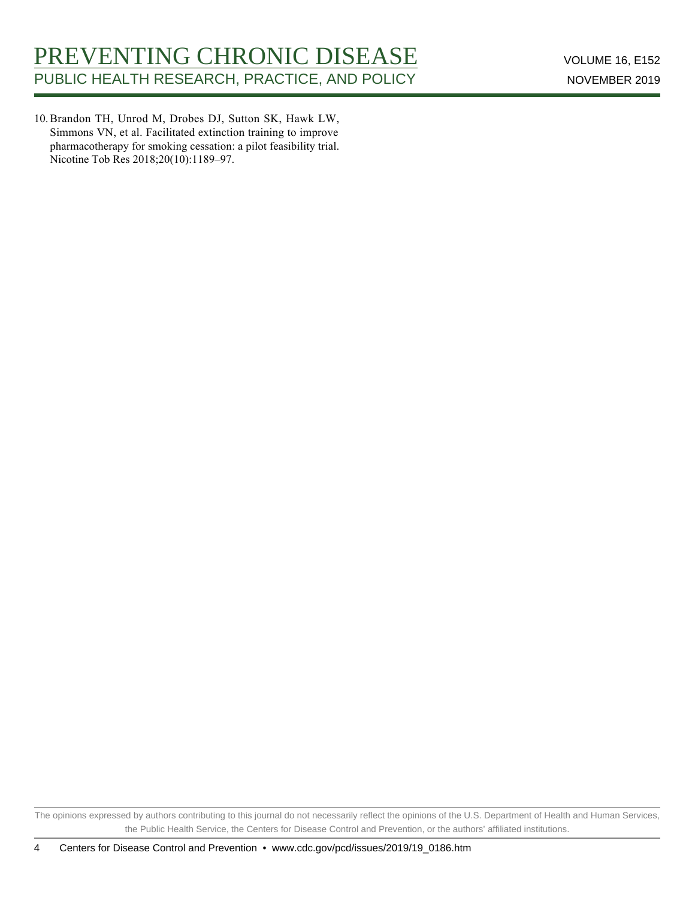10. Brandon TH, Unrod M, Drobes DJ, Sutton SK, Hawk LW, Simmons VN, et al. Facilitated extinction training to improve pharmacotherapy for smoking cessation: a pilot feasibility trial. Nicotine Tob Res 2018;20(10):1189–97.

The opinions expressed by authors contributing to this journal do not necessarily reflect the opinions of the U.S. Department of Health and Human Services, the Public Health Service, the Centers for Disease Control and Prevention, or the authors' affiliated institutions.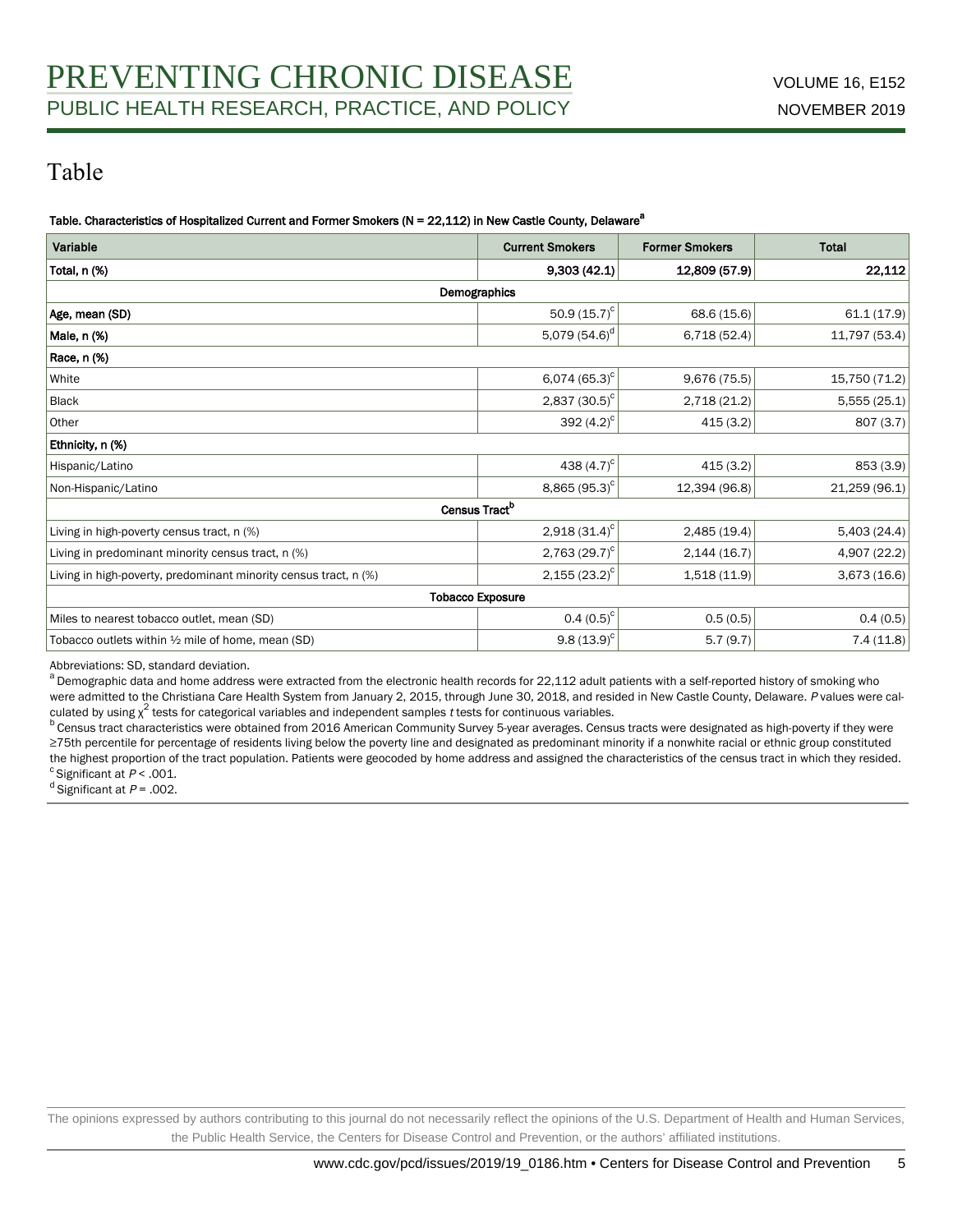# Table

**Table. Characteristics of Hospitalized Current and Former Smokers (N = 22,112) in New Castle County, Delaware[a]**

| Variable | Current Smokers | Former Smokers | Total |
|---|---|---|---|
| **Total, n (%)** | **9,303 (42.1)** | **12,809 (57.9)** | **22,112** |
| **Demographics** | | | |
| **Age, mean (SD)** | 50.9 (15.7)[c] | 68.6 (15.6) | 61.1 (17.9) |
| **Male, n (%)** | 5,079 (54.6)[d] | 6,718 (52.4) | 11,797 (53.4) |
| **Race, n (%)** | | | |
| White | 6,074 (65.3)[c] | 9,676 (75.5) | 15,750 (71.2) |
| Black | 2,837 (30.5)[c] | 2,718 (21.2) | 5,555 (25.1) |
| Other | 392 (4.2)[c] | 415 (3.2) | 807 (3.7) |
| **Ethnicity, n (%)** | | | |
| Hispanic/Latino | 438 (4.7)[c] | 415 (3.2) | 853 (3.9) |
| Non-Hispanic/Latino | 8,865 (95.3)[c] | 12,394 (96.8) | 21,259 (96.1) |
| **Census Tract[b]** | | | |
| Living in high-poverty census tract, n (%) | 2,918 (31.4)[c] | 2,485 (19.4) | 5,403 (24.4) |
| Living in predominant minority census tract, n (%) | 2,763 (29.7)[c] | 2,144 (16.7) | 4,907 (22.2) |
| Living in high-poverty, predominant minority census tract, n (%) | 2,155 (23.2)[c] | 1,518 (11.9) | 3,673 (16.6) |
| **Tobacco Exposure** | | | |
| Miles to nearest tobacco outlet, mean (SD) | 0.4 (0.5)[c] | 0.5 (0.5) | 0.4 (0.5) |
| Tobacco outlets within ½ mile of home, mean (SD) | 9.8 (13.9)[c] | 5.7 (9.7) | 7.4 (11.8) |

Abbreviations: SD, standard deviation.

[a] Demographic data and home address were extracted from the electronic health records for 22,112 adult patients with a self-reported history of smoking who were admitted to the Christiana Care Health System from January 2, 2015, through June 30, 2018, and resided in New Castle County, Delaware. *P* values were calculated by using $\chi^2$ tests for categorical variables and independent samples *t* tests for continuous variables.

[b] Census tract characteristics were obtained from 2016 American Community Survey 5-year averages. Census tracts were designated as high-poverty if they were ≥75th percentile for percentage of residents living below the poverty line and designated as predominant minority if a nonwhite racial or ethnic group constituted the highest proportion of the tract population. Patients were geocoded by home address and assigned the characteristics of the census tract in which they resided.

[c] Significant at $P < .001$.

[d] Significant at $P = .002$.

The opinions expressed by authors contributing to this journal do not necessarily reflect the opinions of the U.S. Department of Health and Human Services, the Public Health Service, the Centers for Disease Control and Prevention, or the authors' affiliated institutions.